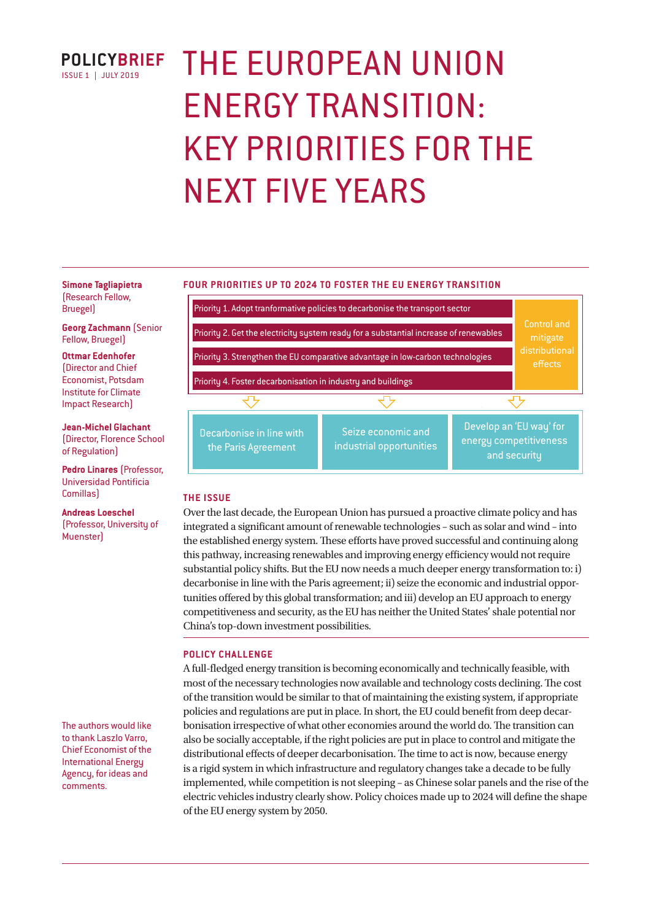**POLICYBRIEF**
ISSUE 1 | JULY 2019

# THE EUROPEAN UNION ENERGY TRANSITION: KEY PRIORITIES FOR THE NEXT FIVE YEARS

**Simone Tagliapietra** (Research Fellow, Bruegel)

**Georg Zachmann** (Senior Fellow, Bruegel)

**Ottmar Edenhofer** (Director and Chief Economist, Potsdam Institute for Climate Impact Research)

**Jean-Michel Glachant** (Director, Florence School of Regulation)

**Pedro Linares** (Professor, Universidad Pontificia Comillas)

**Andreas Loeschel** (Professor, University of Muenster)

The authors would like to thank Laszlo Varro, Chief Economist of the International Energy Agency, for ideas and comments.

### FOUR PRIORITIES UP TO 2024 TO FOSTER THE EU ENERGY TRANSITION

- Priority 1. Adopt tranformative policies to decarbonise the transport sector
- Priority 2. Get the electricity system ready for a substantial increase of renewables
- Priority 3. Strengthen the EU comparative advantage in low-carbon technologies
- Priority 4. Foster decarbonisation in industry and buildings

Control and mitigate distributional effects

- Decarbonise in line with the Paris Agreement
- Seize economic and industrial opportunities
- Develop an 'EU way' for energy competitiveness and security

## THE ISSUE

Over the last decade, the European Union has pursued a proactive climate policy and has integrated a significant amount of renewable technologies – such as solar and wind – into the established energy system. These efforts have proved successful and continuing along this pathway, increasing renewables and improving energy efficiency would not require substantial policy shifts. But the EU now needs a much deeper energy transformation to: i) decarbonise in line with the Paris agreement; ii) seize the economic and industrial opportunities offered by this global transformation; and iii) develop an EU approach to energy competitiveness and security, as the EU has neither the United States' shale potential nor China's top-down investment possibilities.

## POLICY CHALLENGE

A full-fledged energy transition is becoming economically and technically feasible, with most of the necessary technologies now available and technology costs declining. The cost of the transition would be similar to that of maintaining the existing system, if appropriate policies and regulations are put in place. In short, the EU could benefit from deep decarbonisation irrespective of what other economies around the world do. The transition can also be socially acceptable, if the right policies are put in place to control and mitigate the distributional effects of deeper decarbonisation. The time to act is now, because energy is a rigid system in which infrastructure and regulatory changes take a decade to be fully implemented, while competition is not sleeping – as Chinese solar panels and the rise of the electric vehicles industry clearly show. Policy choices made up to 2024 will define the shape of the EU energy system by 2050.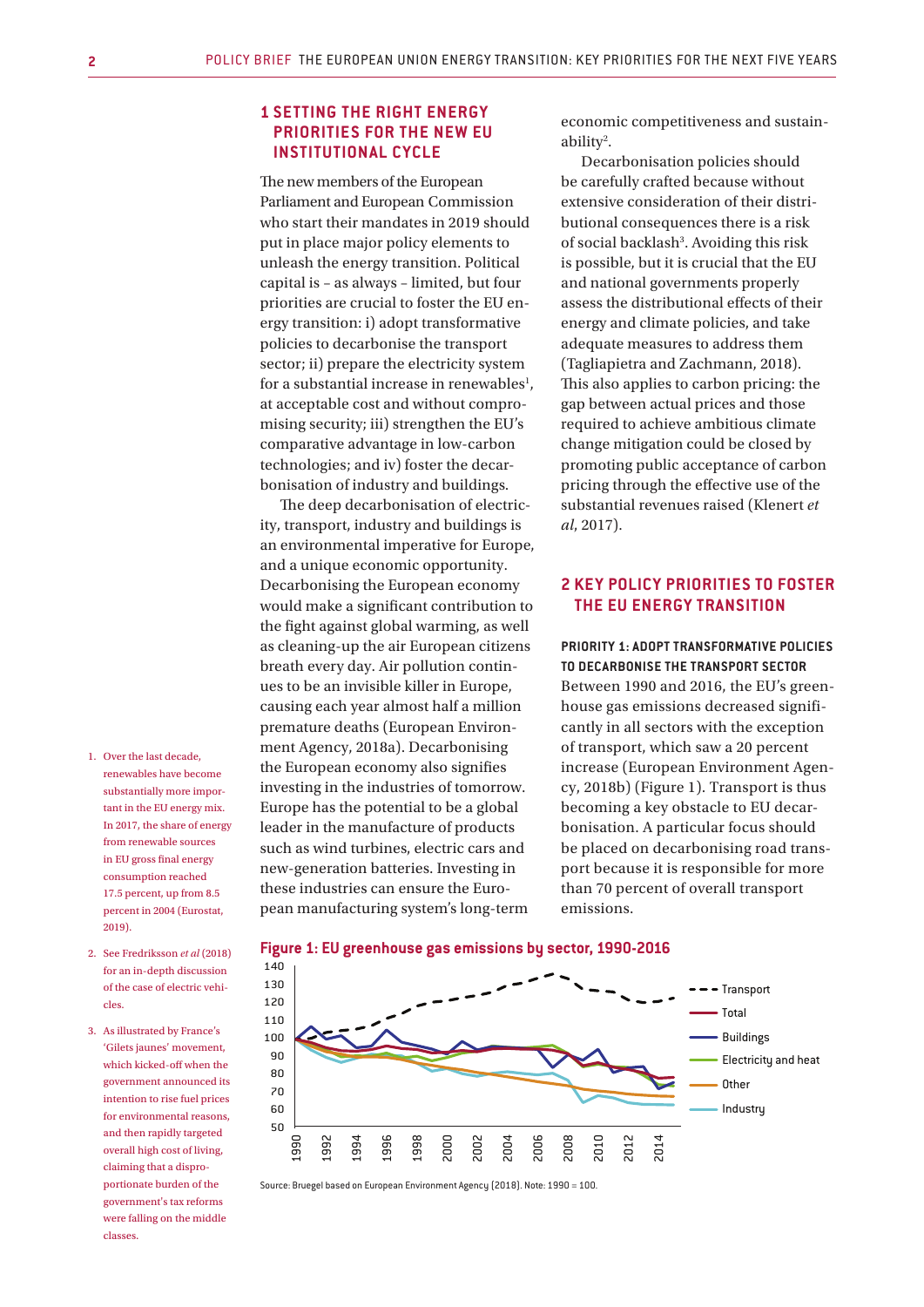## 1 SETTING THE RIGHT ENERGY PRIORITIES FOR THE NEW EU INSTITUTIONAL CYCLE

The new members of the European Parliament and European Commission who start their mandates in 2019 should put in place major policy elements to unleash the energy transition. Political capital is – as always – limited, but four priorities are crucial to foster the EU energy transition: i) adopt transformative policies to decarbonise the transport sector; ii) prepare the electricity system for a substantial increase in renewables[1], at acceptable cost and without compromising security; iii) strengthen the EU's comparative advantage in low-carbon technologies; and iv) foster the decarbonisation of industry and buildings.

The deep decarbonisation of electricity, transport, industry and buildings is an environmental imperative for Europe, and a unique economic opportunity. Decarbonising the European economy would make a significant contribution to the fight against global warming, as well as cleaning-up the air European citizens breath every day. Air pollution continues to be an invisible killer in Europe, causing each year almost half a million premature deaths (European Environment Agency, 2018a). Decarbonising the European economy also signifies investing in the industries of tomorrow. Europe has the potential to be a global leader in the manufacture of products such as wind turbines, electric cars and new-generation batteries. Investing in these industries can ensure the European manufacturing system's long-term economic competitiveness and sustainability[2].

Decarbonisation policies should be carefully crafted because without extensive consideration of their distributional consequences there is a risk of social backlash[3]. Avoiding this risk is possible, but it is crucial that the EU and national governments properly assess the distributional effects of their energy and climate policies, and take adequate measures to address them (Tagliapietra and Zachmann, 2018). This also applies to carbon pricing: the gap between actual prices and those required to achieve ambitious climate change mitigation could be closed by promoting public acceptance of carbon pricing through the effective use of the substantial revenues raised (Klenert *et al*, 2017).

## 2 KEY POLICY PRIORITIES TO FOSTER THE EU ENERGY TRANSITION

**PRIORITY 1: ADOPT TRANSFORMATIVE POLICIES TO DECARBONISE THE TRANSPORT SECTOR**

Between 1990 and 2016, the EU's greenhouse gas emissions decreased significantly in all sectors with the exception of transport, which saw a 20 percent increase (European Environment Agency, 2018b) (Figure 1). Transport is thus becoming a key obstacle to EU decarbonisation. A particular focus should be placed on decarbonising road transport because it is responsible for more than 70 percent of overall transport emissions.

**Figure 1: EU greenhouse gas emissions by sector, 1990-2016**

Source: Bruegel based on European Environment Agency (2018). Note: 1990 = 100.

1. Over the last decade, renewables have become substantially more important in the EU energy mix. In 2017, the share of energy from renewable sources in EU gross final energy consumption reached 17.5 percent, up from 8.5 percent in 2004 (Eurostat, 2019).
2. See Fredriksson *et al* (2018) for an in-depth discussion of the case of electric vehicles.
3. As illustrated by France's 'Gilets jaunes' movement, which kicked-off when the government announced its intention to rise fuel prices for environmental reasons, and then rapidly targeted overall high cost of living, claiming that a disproportionate burden of the government's tax reforms were falling on the middle classes.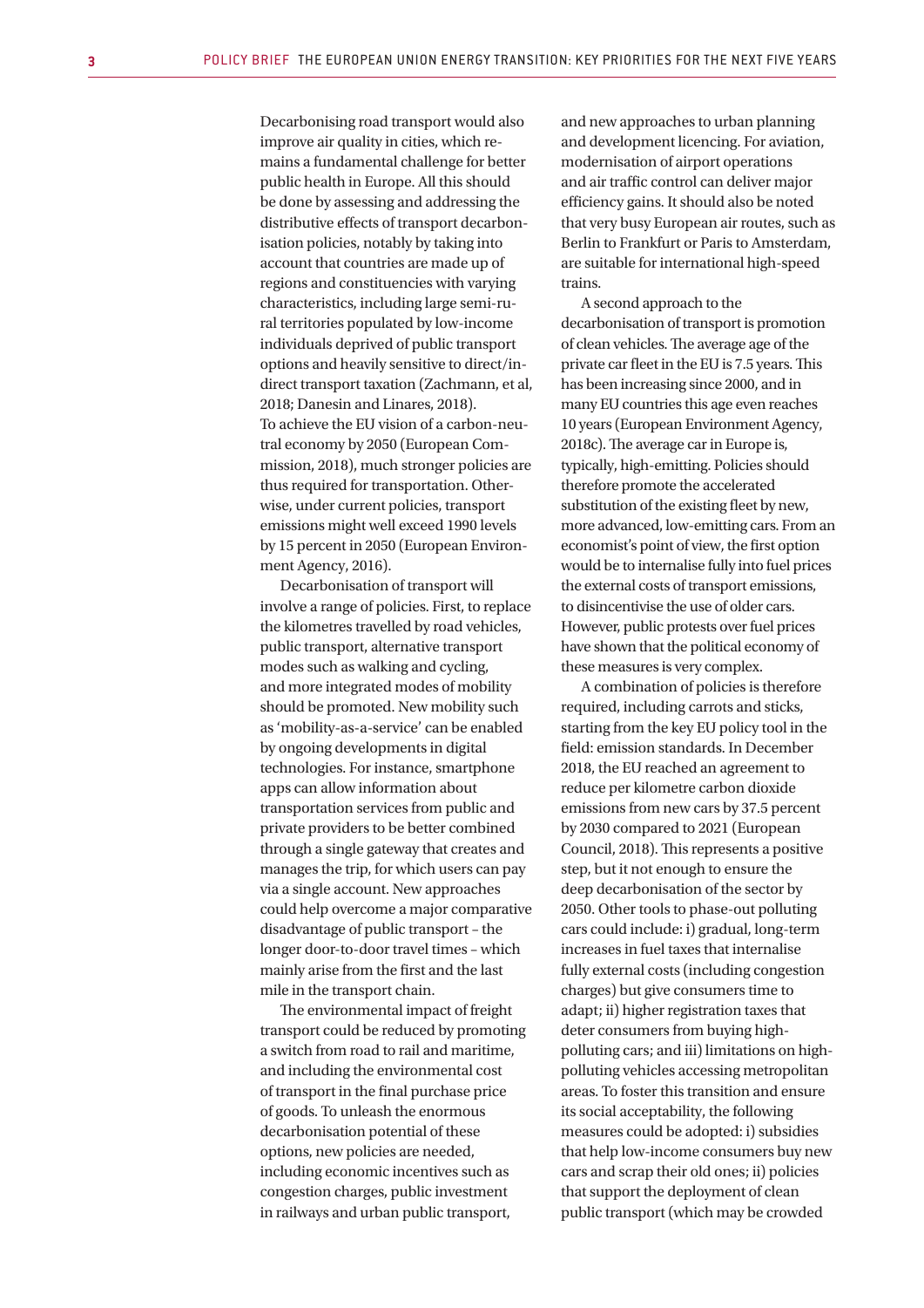Decarbonising road transport would also improve air quality in cities, which remains a fundamental challenge for better public health in Europe. All this should be done by assessing and addressing the distributive effects of transport decarbonisation policies, notably by taking into account that countries are made up of regions and constituencies with varying characteristics, including large semi-rural territories populated by low-income individuals deprived of public transport options and heavily sensitive to direct/indirect transport taxation (Zachmann, et al, 2018; Danesin and Linares, 2018).
To achieve the EU vision of a carbon-neutral economy by 2050 (European Commission, 2018), much stronger policies are thus required for transportation. Otherwise, under current policies, transport emissions might well exceed 1990 levels by 15 percent in 2050 (European Environment Agency, 2016).

Decarbonisation of transport will involve a range of policies. First, to replace the kilometres travelled by road vehicles, public transport, alternative transport modes such as walking and cycling, and more integrated modes of mobility should be promoted. New mobility such as 'mobility-as-a-service' can be enabled by ongoing developments in digital technologies. For instance, smartphone apps can allow information about transportation services from public and private providers to be better combined through a single gateway that creates and manages the trip, for which users can pay via a single account. New approaches could help overcome a major comparative disadvantage of public transport – the longer door-to-door travel times – which mainly arise from the first and the last mile in the transport chain.

The environmental impact of freight transport could be reduced by promoting a switch from road to rail and maritime, and including the environmental cost of transport in the final purchase price of goods. To unleash the enormous decarbonisation potential of these options, new policies are needed, including economic incentives such as congestion charges, public investment in railways and urban public transport, and new approaches to urban planning and development licencing. For aviation, modernisation of airport operations and air traffic control can deliver major efficiency gains. It should also be noted that very busy European air routes, such as Berlin to Frankfurt or Paris to Amsterdam, are suitable for international high-speed trains.

A second approach to the decarbonisation of transport is promotion of clean vehicles. The average age of the private car fleet in the EU is 7.5 years. This has been increasing since 2000, and in many EU countries this age even reaches 10 years (European Environment Agency, 2018c). The average car in Europe is, typically, high-emitting. Policies should therefore promote the accelerated substitution of the existing fleet by new, more advanced, low-emitting cars. From an economist's point of view, the first option would be to internalise fully into fuel prices the external costs of transport emissions, to disincentivise the use of older cars. However, public protests over fuel prices have shown that the political economy of these measures is very complex.

A combination of policies is therefore required, including carrots and sticks, starting from the key EU policy tool in the field: emission standards. In December 2018, the EU reached an agreement to reduce per kilometre carbon dioxide emissions from new cars by 37.5 percent by 2030 compared to 2021 (European Council, 2018). This represents a positive step, but it not enough to ensure the deep decarbonisation of the sector by 2050. Other tools to phase-out polluting cars could include: i) gradual, long-term increases in fuel taxes that internalise fully external costs (including congestion charges) but give consumers time to adapt; ii) higher registration taxes that deter consumers from buying high-polluting cars; and iii) limitations on high-polluting vehicles accessing metropolitan areas. To foster this transition and ensure its social acceptability, the following measures could be adopted: i) subsidies that help low-income consumers buy new cars and scrap their old ones; ii) policies that support the deployment of clean public transport (which may be crowded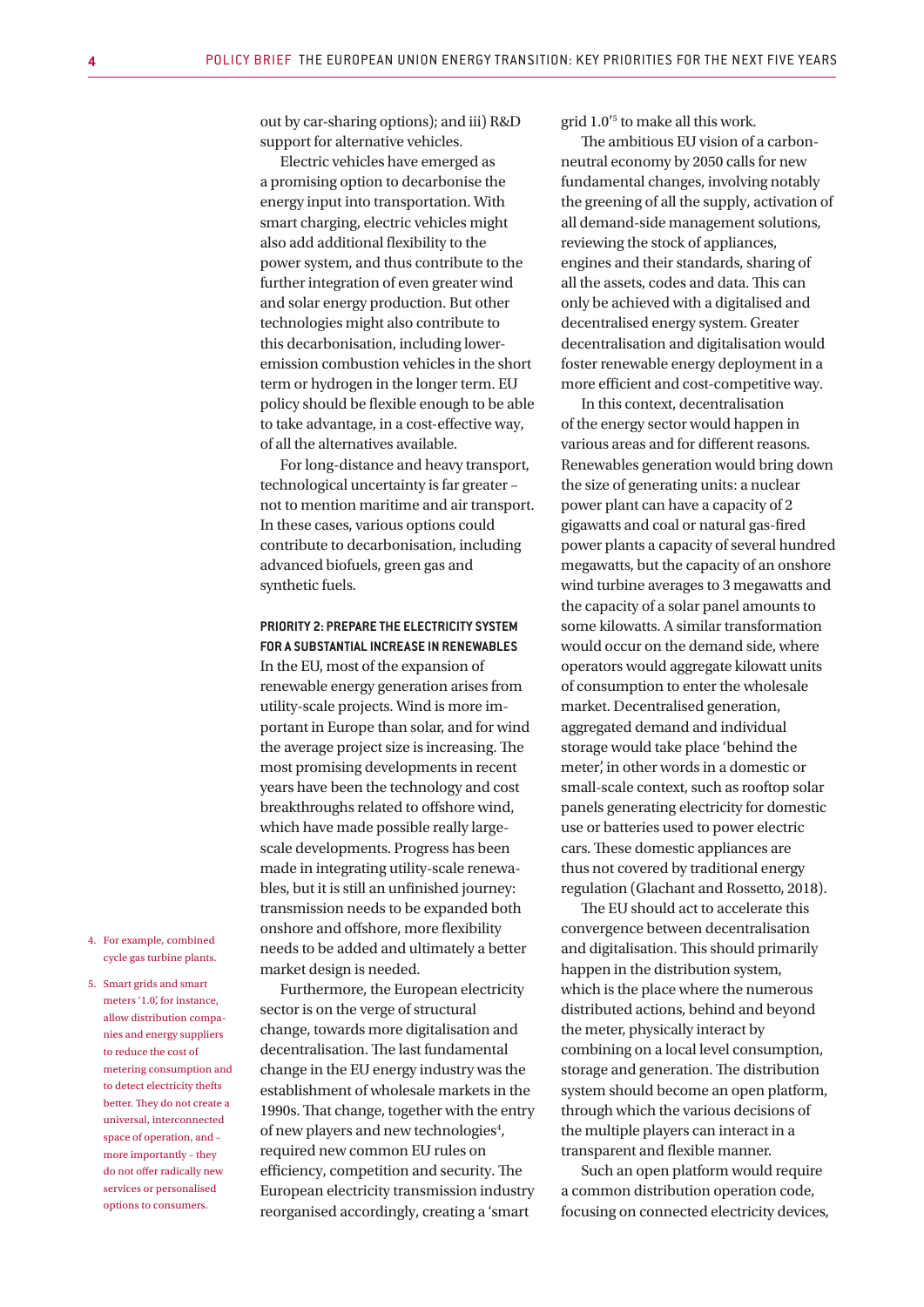out by car-sharing options); and iii) R&D support for alternative vehicles.

Electric vehicles have emerged as a promising option to decarbonise the energy input into transportation. With smart charging, electric vehicles might also add additional flexibility to the power system, and thus contribute to the further integration of even greater wind and solar energy production. But other technologies might also contribute to this decarbonisation, including lower-emission combustion vehicles in the short term or hydrogen in the longer term. EU policy should be flexible enough to be able to take advantage, in a cost-effective way, of all the alternatives available.

For long-distance and heavy transport, technological uncertainty is far greater – not to mention maritime and air transport. In these cases, various options could contribute to decarbonisation, including advanced biofuels, green gas and synthetic fuels.

**PRIORITY 2: PREPARE THE ELECTRICITY SYSTEM FOR A SUBSTANTIAL INCREASE IN RENEWABLES**

In the EU, most of the expansion of renewable energy generation arises from utility-scale projects. Wind is more important in Europe than solar, and for wind the average project size is increasing. The most promising developments in recent years have been the technology and cost breakthroughs related to offshore wind, which have made possible really large-scale developments. Progress has been made in integrating utility-scale renewables, but it is still an unfinished journey: transmission needs to be expanded both onshore and offshore, more flexibility needs to be added and ultimately a better market design is needed.

Furthermore, the European electricity sector is on the verge of structural change, towards more digitalisation and decentralisation. The last fundamental change in the EU energy industry was the establishment of wholesale markets in the 1990s. That change, together with the entry of new players and new technologies[4], required new common EU rules on efficiency, competition and security. The European electricity transmission industry reorganised accordingly, creating a 'smart grid 1.0'[5] to make all this work.

The ambitious EU vision of a carbon-neutral economy by 2050 calls for new fundamental changes, involving notably the greening of all the supply, activation of all demand-side management solutions, reviewing the stock of appliances, engines and their standards, sharing of all the assets, codes and data. This can only be achieved with a digitalised and decentralised energy system. Greater decentralisation and digitalisation would foster renewable energy deployment in a more efficient and cost-competitive way.

In this context, decentralisation of the energy sector would happen in various areas and for different reasons. Renewables generation would bring down the size of generating units: a nuclear power plant can have a capacity of 2 gigawatts and coal or natural gas-fired power plants a capacity of several hundred megawatts, but the capacity of an onshore wind turbine averages to 3 megawatts and the capacity of a solar panel amounts to some kilowatts. A similar transformation would occur on the demand side, where operators would aggregate kilowatt units of consumption to enter the wholesale market. Decentralised generation, aggregated demand and individual storage would take place 'behind the meter', in other words in a domestic or small-scale context, such as rooftop solar panels generating electricity for domestic use or batteries used to power electric cars. These domestic appliances are thus not covered by traditional energy regulation (Glachant and Rossetto, 2018).

The EU should act to accelerate this convergence between decentralisation and digitalisation. This should primarily happen in the distribution system, which is the place where the numerous distributed actions, behind and beyond the meter, physically interact by combining on a local level consumption, storage and generation. The distribution system should become an open platform, through which the various decisions of the multiple players can interact in a transparent and flexible manner.

Such an open platform would require a common distribution operation code, focusing on connected electricity devices,

4. For example, combined cycle gas turbine plants.

5. Smart grids and smart meters '1.0', for instance, allow distribution companies and energy suppliers to reduce the cost of metering consumption and to detect electricity thefts better. They do not create a universal, interconnected space of operation, and – more importantly – they do not offer radically new services or personalised options to consumers.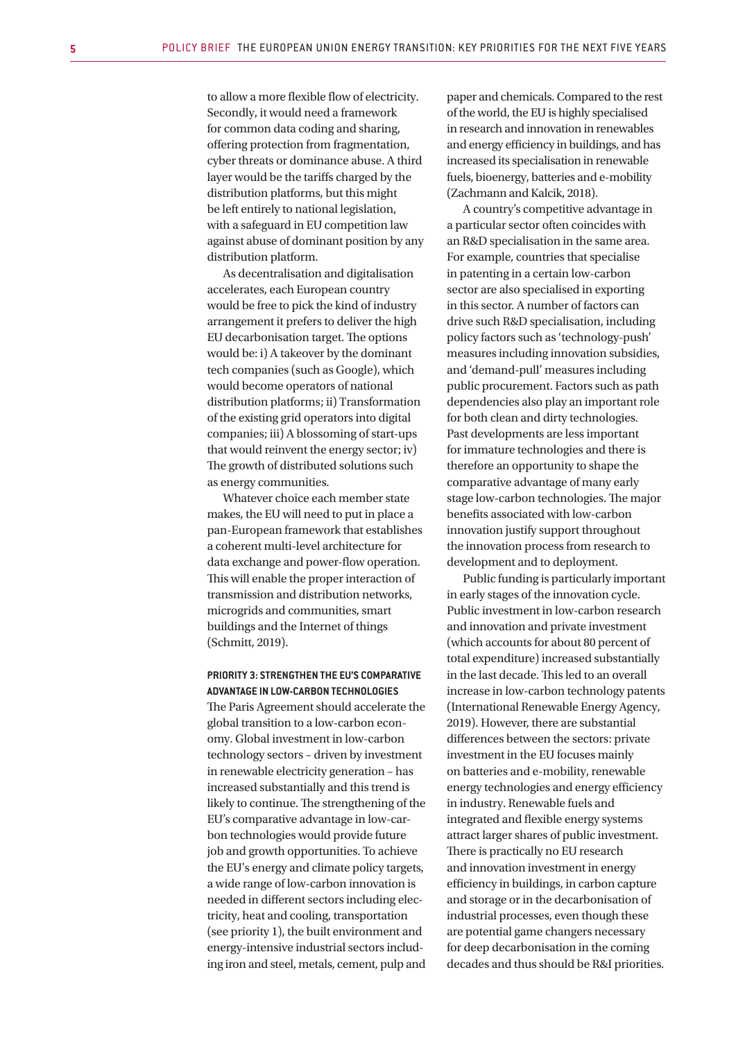to allow a more flexible flow of electricity. Secondly, it would need a framework for common data coding and sharing, offering protection from fragmentation, cyber threats or dominance abuse. A third layer would be the tariffs charged by the distribution platforms, but this might be left entirely to national legislation, with a safeguard in EU competition law against abuse of dominant position by any distribution platform.

As decentralisation and digitalisation accelerates, each European country would be free to pick the kind of industry arrangement it prefers to deliver the high EU decarbonisation target. The options would be: i) A takeover by the dominant tech companies (such as Google), which would become operators of national distribution platforms; ii) Transformation of the existing grid operators into digital companies; iii) A blossoming of start-ups that would reinvent the energy sector; iv) The growth of distributed solutions such as energy communities.

Whatever choice each member state makes, the EU will need to put in place a pan-European framework that establishes a coherent multi-level architecture for data exchange and power-flow operation. This will enable the proper interaction of transmission and distribution networks, microgrids and communities, smart buildings and the Internet of things (Schmitt, 2019).

#### PRIORITY 3: STRENGTHEN THE EU'S COMPARATIVE ADVANTAGE IN LOW-CARBON TECHNOLOGIES

The Paris Agreement should accelerate the global transition to a low-carbon economy. Global investment in low-carbon technology sectors – driven by investment in renewable electricity generation – has increased substantially and this trend is likely to continue. The strengthening of the EU's comparative advantage in low-carbon technologies would provide future job and growth opportunities. To achieve the EU's energy and climate policy targets, a wide range of low-carbon innovation is needed in different sectors including electricity, heat and cooling, transportation (see priority 1), the built environment and energy-intensive industrial sectors including iron and steel, metals, cement, pulp and paper and chemicals. Compared to the rest of the world, the EU is highly specialised in research and innovation in renewables and energy efficiency in buildings, and has increased its specialisation in renewable fuels, bioenergy, batteries and e-mobility (Zachmann and Kalcik, 2018).

A country's competitive advantage in a particular sector often coincides with an R&D specialisation in the same area. For example, countries that specialise in patenting in a certain low-carbon sector are also specialised in exporting in this sector. A number of factors can drive such R&D specialisation, including policy factors such as 'technology-push' measures including innovation subsidies, and 'demand-pull' measures including public procurement. Factors such as path dependencies also play an important role for both clean and dirty technologies. Past developments are less important for immature technologies and there is therefore an opportunity to shape the comparative advantage of many early stage low-carbon technologies. The major benefits associated with low-carbon innovation justify support throughout the innovation process from research to development and to deployment.

Public funding is particularly important in early stages of the innovation cycle. Public investment in low-carbon research and innovation and private investment (which accounts for about 80 percent of total expenditure) increased substantially in the last decade. This led to an overall increase in low-carbon technology patents (International Renewable Energy Agency, 2019). However, there are substantial differences between the sectors: private investment in the EU focuses mainly on batteries and e-mobility, renewable energy technologies and energy efficiency in industry. Renewable fuels and integrated and flexible energy systems attract larger shares of public investment. There is practically no EU research and innovation investment in energy efficiency in buildings, in carbon capture and storage or in the decarbonisation of industrial processes, even though these are potential game changers necessary for deep decarbonisation in the coming decades and thus should be R&I priorities.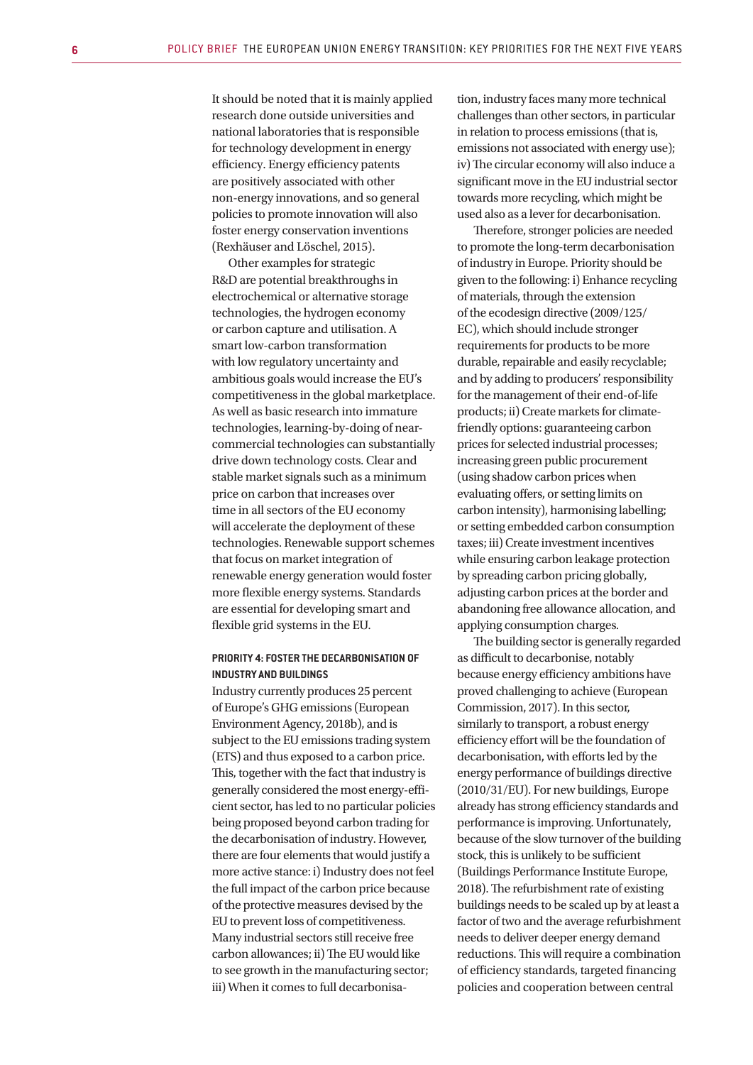It should be noted that it is mainly applied research done outside universities and national laboratories that is responsible for technology development in energy efficiency. Energy efficiency patents are positively associated with other non-energy innovations, and so general policies to promote innovation will also foster energy conservation inventions (Rexhäuser and Löschel, 2015).

Other examples for strategic R&D are potential breakthroughs in electrochemical or alternative storage technologies, the hydrogen economy or carbon capture and utilisation. A smart low-carbon transformation with low regulatory uncertainty and ambitious goals would increase the EU's competitiveness in the global marketplace. As well as basic research into immature technologies, learning-by-doing of near-commercial technologies can substantially drive down technology costs. Clear and stable market signals such as a minimum price on carbon that increases over time in all sectors of the EU economy will accelerate the deployment of these technologies. Renewable support schemes that focus on market integration of renewable energy generation would foster more flexible energy systems. Standards are essential for developing smart and flexible grid systems in the EU.

#### PRIORITY 4: FOSTER THE DECARBONISATION OF INDUSTRY AND BUILDINGS

Industry currently produces 25 percent of Europe's GHG emissions (European Environment Agency, 2018b), and is subject to the EU emissions trading system (ETS) and thus exposed to a carbon price. This, together with the fact that industry is generally considered the most energy-efficient sector, has led to no particular policies being proposed beyond carbon trading for the decarbonisation of industry. However, there are four elements that would justify a more active stance: i) Industry does not feel the full impact of the carbon price because of the protective measures devised by the EU to prevent loss of competitiveness. Many industrial sectors still receive free carbon allowances; ii) The EU would like to see growth in the manufacturing sector; iii) When it comes to full decarbonisation, industry faces many more technical challenges than other sectors, in particular in relation to process emissions (that is, emissions not associated with energy use); iv) The circular economy will also induce a significant move in the EU industrial sector towards more recycling, which might be used also as a lever for decarbonisation.

Therefore, stronger policies are needed to promote the long-term decarbonisation of industry in Europe. Priority should be given to the following: i) Enhance recycling of materials, through the extension of the ecodesign directive (2009/125/EC), which should include stronger requirements for products to be more durable, repairable and easily recyclable; and by adding to producers' responsibility for the management of their end-of-life products; ii) Create markets for climate-friendly options: guaranteeing carbon prices for selected industrial processes; increasing green public procurement (using shadow carbon prices when evaluating offers, or setting limits on carbon intensity), harmonising labelling; or setting embedded carbon consumption taxes; iii) Create investment incentives while ensuring carbon leakage protection by spreading carbon pricing globally, adjusting carbon prices at the border and abandoning free allowance allocation, and applying consumption charges.

The building sector is generally regarded as difficult to decarbonise, notably because energy efficiency ambitions have proved challenging to achieve (European Commission, 2017). In this sector, similarly to transport, a robust energy efficiency effort will be the foundation of decarbonisation, with efforts led by the energy performance of buildings directive (2010/31/EU). For new buildings, Europe already has strong efficiency standards and performance is improving. Unfortunately, because of the slow turnover of the building stock, this is unlikely to be sufficient (Buildings Performance Institute Europe, 2018). The refurbishment rate of existing buildings needs to be scaled up by at least a factor of two and the average refurbishment needs to deliver deeper energy demand reductions. This will require a combination of efficiency standards, targeted financing policies and cooperation between central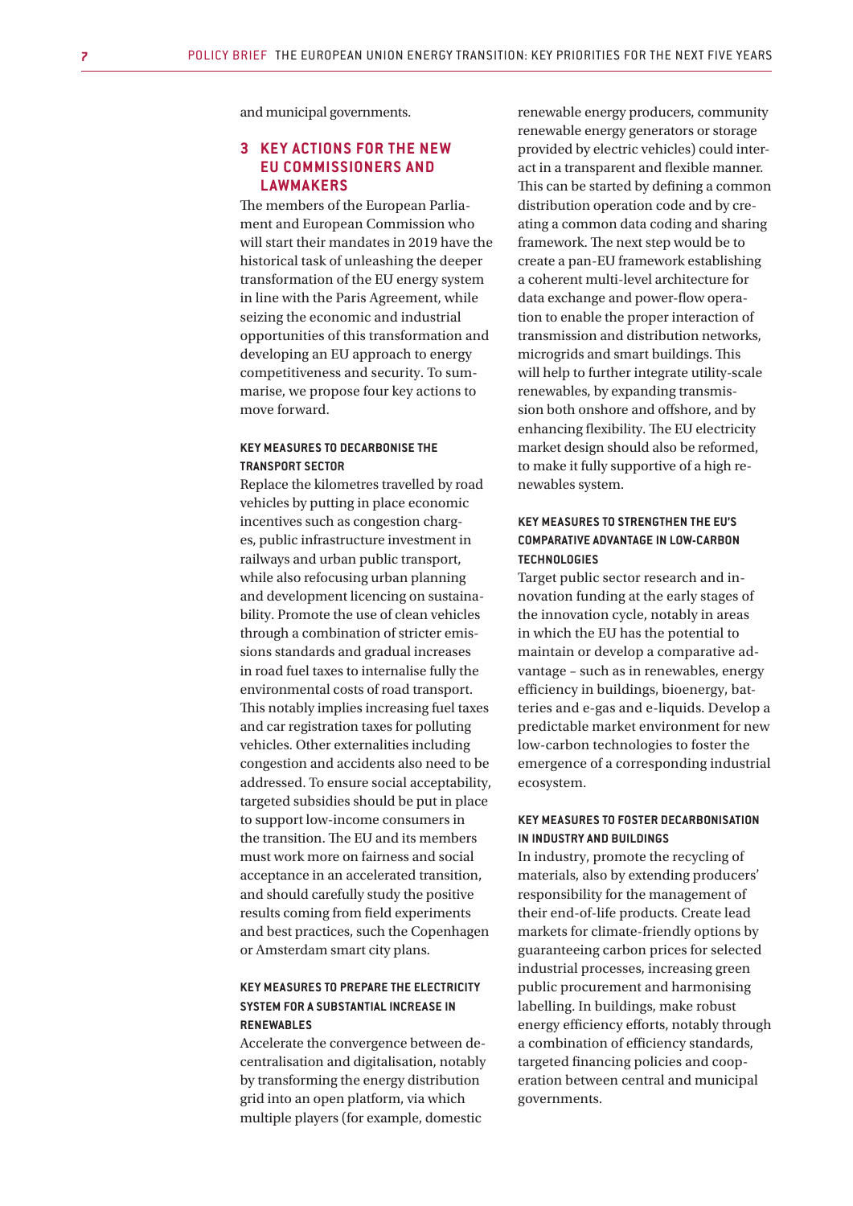and municipal governments.

## 3 KEY ACTIONS FOR THE NEW EU COMMISSIONERS AND LAWMAKERS

The members of the European Parliament and European Commission who will start their mandates in 2019 have the historical task of unleashing the deeper transformation of the EU energy system in line with the Paris Agreement, while seizing the economic and industrial opportunities of this transformation and developing an EU approach to energy competitiveness and security. To summarise, we propose four key actions to move forward.

### KEY MEASURES TO DECARBONISE THE TRANSPORT SECTOR

Replace the kilometres travelled by road vehicles by putting in place economic incentives such as congestion charges, public infrastructure investment in railways and urban public transport, while also refocusing urban planning and development licencing on sustainability. Promote the use of clean vehicles through a combination of stricter emissions standards and gradual increases in road fuel taxes to internalise fully the environmental costs of road transport. This notably implies increasing fuel taxes and car registration taxes for polluting vehicles. Other externalities including congestion and accidents also need to be addressed. To ensure social acceptability, targeted subsidies should be put in place to support low-income consumers in the transition. The EU and its members must work more on fairness and social acceptance in an accelerated transition, and should carefully study the positive results coming from field experiments and best practices, such the Copenhagen or Amsterdam smart city plans.

### KEY MEASURES TO PREPARE THE ELECTRICITY SYSTEM FOR A SUBSTANTIAL INCREASE IN RENEWABLES

Accelerate the convergence between decentralisation and digitalisation, notably by transforming the energy distribution grid into an open platform, via which multiple players (for example, domestic renewable energy producers, community renewable energy generators or storage provided by electric vehicles) could interact in a transparent and flexible manner. This can be started by defining a common distribution operation code and by creating a common data coding and sharing framework. The next step would be to create a pan-EU framework establishing a coherent multi-level architecture for data exchange and power-flow operation to enable the proper interaction of transmission and distribution networks, microgrids and smart buildings. This will help to further integrate utility-scale renewables, by expanding transmission both onshore and offshore, and by enhancing flexibility. The EU electricity market design should also be reformed, to make it fully supportive of a high renewables system.

### KEY MEASURES TO STRENGTHEN THE EU'S COMPARATIVE ADVANTAGE IN LOW-CARBON TECHNOLOGIES

Target public sector research and innovation funding at the early stages of the innovation cycle, notably in areas in which the EU has the potential to maintain or develop a comparative advantage – such as in renewables, energy efficiency in buildings, bioenergy, batteries and e-gas and e-liquids. Develop a predictable market environment for new low-carbon technologies to foster the emergence of a corresponding industrial ecosystem.

### KEY MEASURES TO FOSTER DECARBONISATION IN INDUSTRY AND BUILDINGS

In industry, promote the recycling of materials, also by extending producers' responsibility for the management of their end-of-life products. Create lead markets for climate-friendly options by guaranteeing carbon prices for selected industrial processes, increasing green public procurement and harmonising labelling. In buildings, make robust energy efficiency efforts, notably through a combination of efficiency standards, targeted financing policies and cooperation between central and municipal governments.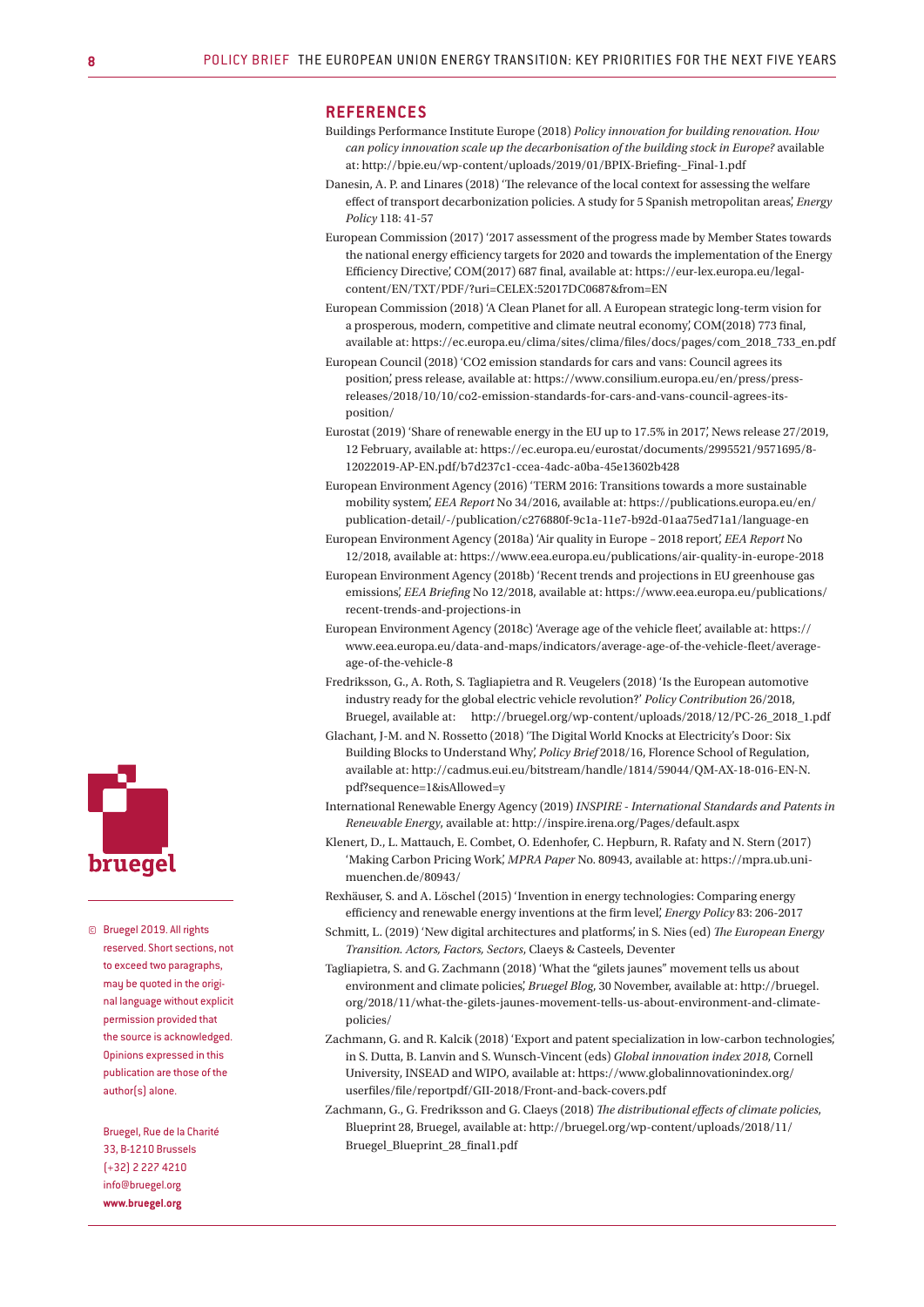## REFERENCES

Buildings Performance Institute Europe (2018) *Policy innovation for building renovation. How can policy innovation scale up the decarbonisation of the building stock in Europe?* available at: http://bpie.eu/wp-content/uploads/2019/01/BPIX-Briefing-_Final-1.pdf

Danesin, A. P. and Linares (2018) 'The relevance of the local context for assessing the welfare effect of transport decarbonization policies. A study for 5 Spanish metropolitan areas', *Energy Policy* 118: 41-57

European Commission (2017) '2017 assessment of the progress made by Member States towards the national energy efficiency targets for 2020 and towards the implementation of the Energy Efficiency Directive', COM(2017) 687 final, available at: https://eur-lex.europa.eu/legal-content/EN/TXT/PDF/?uri=CELEX:52017DC0687&from=EN

European Commission (2018) 'A Clean Planet for all. A European strategic long-term vision for a prosperous, modern, competitive and climate neutral economy', COM(2018) 773 final, available at: https://ec.europa.eu/clima/sites/clima/files/docs/pages/com_2018_733_en.pdf

European Council (2018) 'CO2 emission standards for cars and vans: Council agrees its position', press release, available at: https://www.consilium.europa.eu/en/press/press-releases/2018/10/10/co2-emission-standards-for-cars-and-vans-council-agrees-its-position/

Eurostat (2019) 'Share of renewable energy in the EU up to 17.5% in 2017', News release 27/2019, 12 February, available at: https://ec.europa.eu/eurostat/documents/2995521/9571695/8-12022019-AP-EN.pdf/b7d237c1-ccea-4adc-a0ba-45e13602b428

European Environment Agency (2016) 'TERM 2016: Transitions towards a more sustainable mobility system', *EEA Report* No 34/2016, available at: https://publications.europa.eu/en/publication-detail/-/publication/c276880f-9c1a-11e7-b92d-01aa75ed71a1/language-en

European Environment Agency (2018a) 'Air quality in Europe – 2018 report', *EEA Report* No 12/2018, available at: https://www.eea.europa.eu/publications/air-quality-in-europe-2018

European Environment Agency (2018b) 'Recent trends and projections in EU greenhouse gas emissions', *EEA Briefing* No 12/2018, available at: https://www.eea.europa.eu/publications/recent-trends-and-projections-in

European Environment Agency (2018c) 'Average age of the vehicle fleet', available at: https://www.eea.europa.eu/data-and-maps/indicators/average-age-of-the-vehicle-fleet/average-age-of-the-vehicle-8

Fredriksson, G., A. Roth, S. Tagliapietra and R. Veugelers (2018) 'Is the European automotive industry ready for the global electric vehicle revolution?' *Policy Contribution* 26/2018, Bruegel, available at: http://bruegel.org/wp-content/uploads/2018/12/PC-26_2018_1.pdf

Glachant, J-M. and N. Rossetto (2018) 'The Digital World Knocks at Electricity's Door: Six Building Blocks to Understand Why', *Policy Brief* 2018/16, Florence School of Regulation, available at: http://cadmus.eui.eu/bitstream/handle/1814/59044/QM-AX-18-016-EN-N.pdf?sequence=1&isAllowed=y

International Renewable Energy Agency (2019) *INSPIRE - International Standards and Patents in Renewable Energy*, available at: http://inspire.irena.org/Pages/default.aspx

Klenert, D., L. Mattauch, E. Combet, O. Edenhofer, C. Hepburn, R. Rafaty and N. Stern (2017) 'Making Carbon Pricing Work', *MPRA Paper* No. 80943, available at: https://mpra.ub.uni-muenchen.de/80943/

Rexhäuser, S. and A. Löschel (2015) 'Invention in energy technologies: Comparing energy efficiency and renewable energy inventions at the firm level', *Energy Policy* 83: 206-2017

Schmitt, L. (2019) 'New digital architectures and platforms', in S. Nies (ed) *The European Energy Transition. Actors, Factors, Sectors*, Claeys & Casteels, Deventer

Tagliapietra, S. and G. Zachmann (2018) 'What the "gilets jaunes" movement tells us about environment and climate policies', *Bruegel Blog*, 30 November, available at: http://bruegel.org/2018/11/what-the-gilets-jaunes-movement-tells-us-about-environment-and-climate-policies/

Zachmann, G. and R. Kalcik (2018) 'Export and patent specialization in low-carbon technologies', in S. Dutta, B. Lanvin and S. Wunsch-Vincent (eds) *Global innovation index 2018*, Cornell University, INSEAD and WIPO, available at: https://www.globalinnovationindex.org/userfiles/file/reportpdf/GII-2018/Front-and-back-covers.pdf

Zachmann, G., G. Fredriksson and G. Claeys (2018) *The distributional effects of climate policies*, Blueprint 28, Bruegel, available at: http://bruegel.org/wp-content/uploads/2018/11/Bruegel_Blueprint_28_final1.pdf

bruegel

© Bruegel 2019. All rights reserved. Short sections, not to exceed two paragraphs, may be quoted in the original language without explicit permission provided that the source is acknowledged. Opinions expressed in this publication are those of the author(s) alone.

Bruegel, Rue de la Charité 33, B-1210 Brussels
(+32) 2 227 4210
info@bruegel.org
**www.bruegel.org**